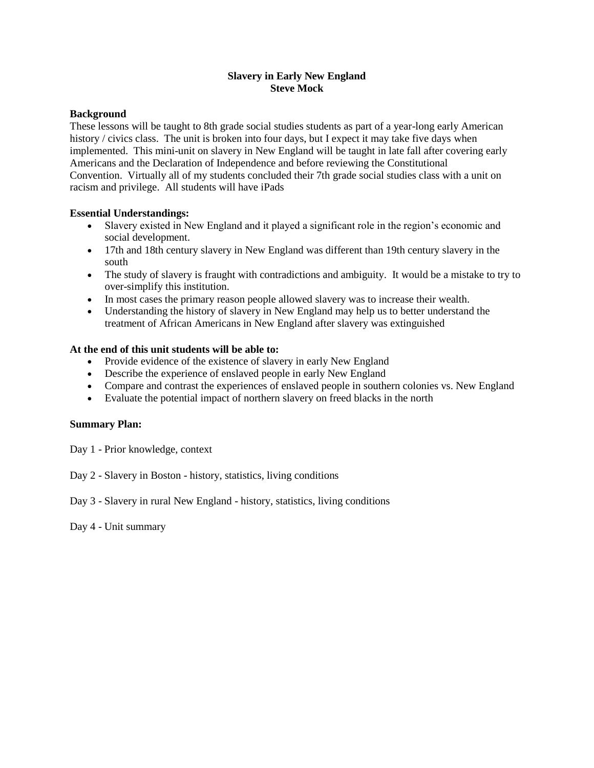# Slavery in Early New England

**Steve Mock**

## Background

These lessons will be taught to 8th grade social studies students as part of a year-long early American history / civics class. The unit is broken into four days, but I expect it may take five days when implemented. This mini-unit on slavery in New England will be taught in late fall after covering early Americans and the Declaration of Independence and before reviewing the Constitutional Convention. Virtually all of my students concluded their 7th grade social studies class with a unit on racism and privilege. All students will have iPads

## Essential Understandings:

- Slavery existed in New England and it played a significant role in the region's economic and social development.
- 17th and 18th century slavery in New England was different than 19th century slavery in the south
- The study of slavery is fraught with contradictions and ambiguity. It would be a mistake to try to over-simplify this institution.
- In most cases the primary reason people allowed slavery was to increase their wealth.
- Understanding the history of slavery in New England may help us to better understand the treatment of African Americans in New England after slavery was extinguished

## At the end of this unit students will be able to:

- Provide evidence of the existence of slavery in early New England
- Describe the experience of enslaved people in early New England
- Compare and contrast the experiences of enslaved people in southern colonies vs. New England
- Evaluate the potential impact of northern slavery on freed blacks in the north

## Summary Plan:

Day 1 - Prior knowledge, context

Day 2 - Slavery in Boston - history, statistics, living conditions

Day 3 - Slavery in rural New England - history, statistics, living conditions

Day 4 - Unit summary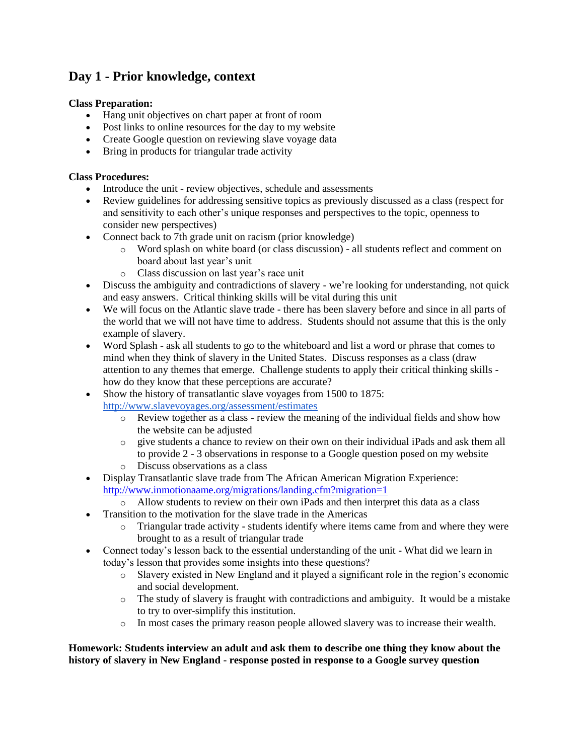## Day 1 - Prior knowledge, context

**Class Preparation:**

- Hang unit objectives on chart paper at front of room
- Post links to online resources for the day to my website
- Create Google question on reviewing slave voyage data
- Bring in products for triangular trade activity

**Class Procedures:**

- Introduce the unit - review objectives, schedule and assessments
- Review guidelines for addressing sensitive topics as previously discussed as a class (respect for and sensitivity to each other's unique responses and perspectives to the topic, openness to consider new perspectives)
- Connect back to 7th grade unit on racism (prior knowledge)
  - Word splash on white board (or class discussion) - all students reflect and comment on board about last year's unit
  - Class discussion on last year's race unit
- Discuss the ambiguity and contradictions of slavery - we're looking for understanding, not quick and easy answers. Critical thinking skills will be vital during this unit
- We will focus on the Atlantic slave trade - there has been slavery before and since in all parts of the world that we will not have time to address. Students should not assume that this is the only example of slavery.
- Word Splash - ask all students to go to the whiteboard and list a word or phrase that comes to mind when they think of slavery in the United States. Discuss responses as a class (draw attention to any themes that emerge. Challenge students to apply their critical thinking skills - how do they know that these perceptions are accurate?
- Show the history of transatlantic slave voyages from 1500 to 1875: http://www.slavevoyages.org/assessment/estimates
  - Review together as a class - review the meaning of the individual fields and show how the website can be adjusted
  - give students a chance to review on their own on their individual iPads and ask them all to provide 2 - 3 observations in response to a Google question posed on my website
  - Discuss observations as a class
- Display Transatlantic slave trade from The African American Migration Experience: http://www.inmotionaame.org/migrations/landing.cfm?migration=1
  - Allow students to review on their own iPads and then interpret this data as a class
- Transition to the motivation for the slave trade in the Americas
  - Triangular trade activity - students identify where items came from and where they were brought to as a result of triangular trade
- Connect today's lesson back to the essential understanding of the unit - What did we learn in today's lesson that provides some insights into these questions?
  - Slavery existed in New England and it played a significant role in the region's economic and social development.
  - The study of slavery is fraught with contradictions and ambiguity. It would be a mistake to try to over-simplify this institution.
  - In most cases the primary reason people allowed slavery was to increase their wealth.

**Homework: Students interview an adult and ask them to describe one thing they know about the history of slavery in New England - response posted in response to a Google survey question**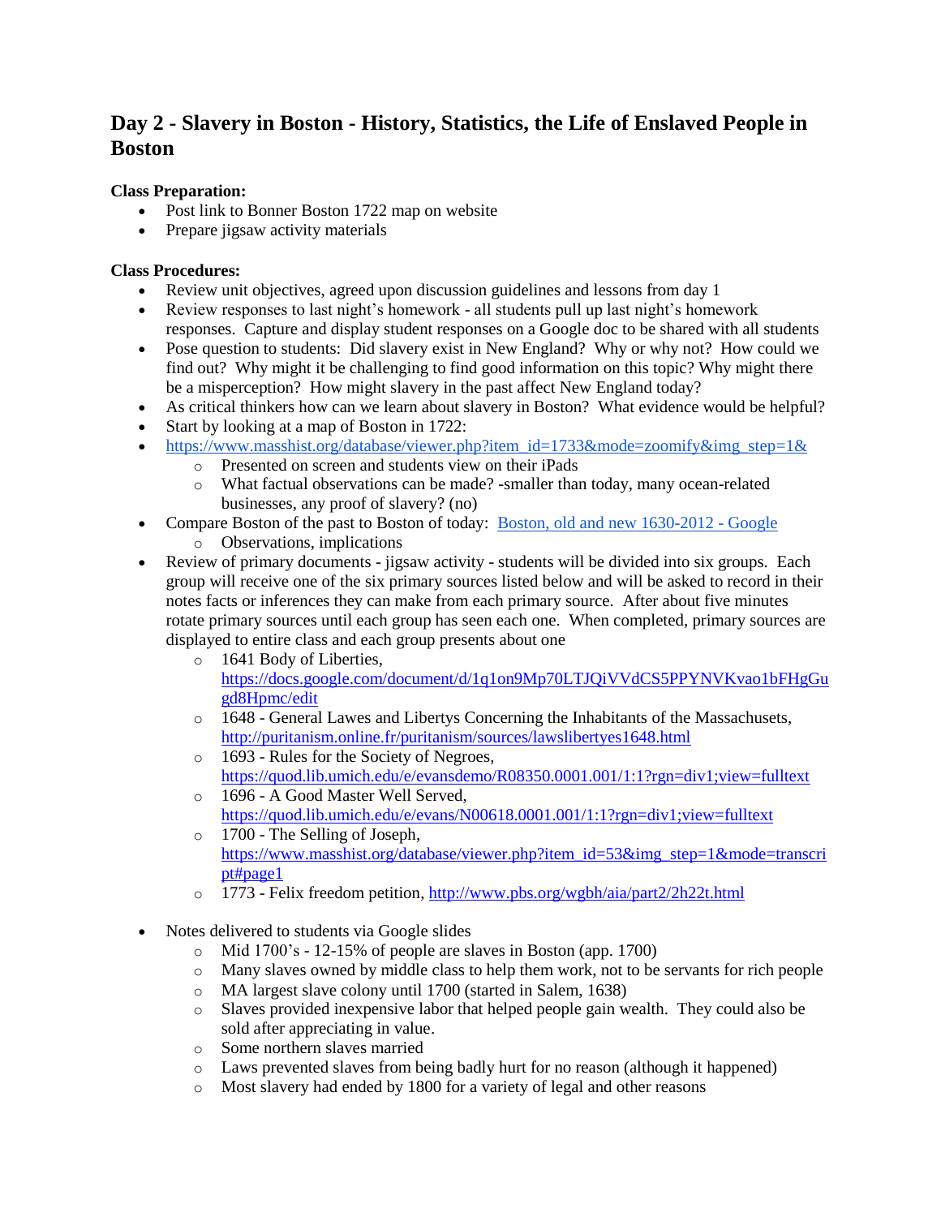## Day 2 - Slavery in Boston - History, Statistics, the Life of Enslaved People in Boston

**Class Preparation:**

- Post link to Bonner Boston 1722 map on website
- Prepare jigsaw activity materials

**Class Procedures:**

- Review unit objectives, agreed upon discussion guidelines and lessons from day 1
- Review responses to last night's homework - all students pull up last night's homework responses. Capture and display student responses on a Google doc to be shared with all students
- Pose question to students: Did slavery exist in New England? Why or why not? How could we find out? Why might it be challenging to find good information on this topic? Why might there be a misperception? How might slavery in the past affect New England today?
- As critical thinkers how can we learn about slavery in Boston? What evidence would be helpful?
- Start by looking at a map of Boston in 1722:
- https://www.masshist.org/database/viewer.php?item_id=1733&mode=zoomify&img_step=1&
  - Presented on screen and students view on their iPads
  - What factual observations can be made? -smaller than today, many ocean-related businesses, any proof of slavery? (no)
- Compare Boston of the past to Boston of today: Boston, old and new 1630-2012 - Google
  - Observations, implications
- Review of primary documents - jigsaw activity - students will be divided into six groups. Each group will receive one of the six primary sources listed below and will be asked to record in their notes facts or inferences they can make from each primary source. After about five minutes rotate primary sources until each group has seen each one. When completed, primary sources are displayed to entire class and each group presents about one
  - 1641 Body of Liberties, https://docs.google.com/document/d/1q1on9Mp70LTJQiVVdCS5PPYNVKvao1bFHgGugd8Hpmc/edit
  - 1648 - General Lawes and Libertys Concerning the Inhabitants of the Massachusets, http://puritanism.online.fr/puritanism/sources/lawslibertyes1648.html
  - 1693 - Rules for the Society of Negroes, https://quod.lib.umich.edu/e/evansdemo/R08350.0001.001/1:1?rgn=div1;view=fulltext
  - 1696 - A Good Master Well Served, https://quod.lib.umich.edu/e/evans/N00618.0001.001/1:1?rgn=div1;view=fulltext
  - 1700 - The Selling of Joseph, https://www.masshist.org/database/viewer.php?item_id=53&img_step=1&mode=transcript#page1
  - 1773 - Felix freedom petition, http://www.pbs.org/wgbh/aia/part2/2h22t.html

- Notes delivered to students via Google slides
  - Mid 1700's - 12-15% of people are slaves in Boston (app. 1700)
  - Many slaves owned by middle class to help them work, not to be servants for rich people
  - MA largest slave colony until 1700 (started in Salem, 1638)
  - Slaves provided inexpensive labor that helped people gain wealth. They could also be sold after appreciating in value.
  - Some northern slaves married
  - Laws prevented slaves from being badly hurt for no reason (although it happened)
  - Most slavery had ended by 1800 for a variety of legal and other reasons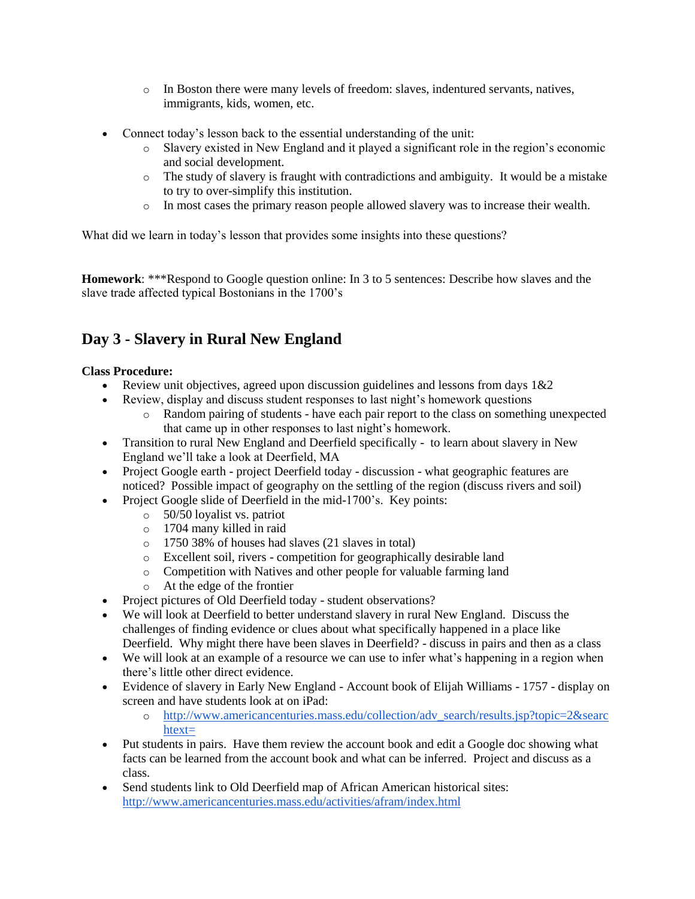- In Boston there were many levels of freedom: slaves, indentured servants, natives, immigrants, kids, women, etc.
- Connect today's lesson back to the essential understanding of the unit:
    - Slavery existed in New England and it played a significant role in the region's economic and social development.
    - The study of slavery is fraught with contradictions and ambiguity. It would be a mistake to try to over-simplify this institution.
    - In most cases the primary reason people allowed slavery was to increase their wealth.

What did we learn in today's lesson that provides some insights into these questions?

**Homework**: ***Respond to Google question online: In 3 to 5 sentences: Describe how slaves and the slave trade affected typical Bostonians in the 1700's

## Day 3 - Slavery in Rural New England

**Class Procedure:**

- Review unit objectives, agreed upon discussion guidelines and lessons from days 1&2
- Review, display and discuss student responses to last night's homework questions
    - Random pairing of students - have each pair report to the class on something unexpected that came up in other responses to last night's homework.
- Transition to rural New England and Deerfield specifically - to learn about slavery in New England we'll take a look at Deerfield, MA
- Project Google earth - project Deerfield today - discussion - what geographic features are noticed? Possible impact of geography on the settling of the region (discuss rivers and soil)
- Project Google slide of Deerfield in the mid-1700's. Key points:
    - 50/50 loyalist vs. patriot
    - 1704 many killed in raid
    - 1750 38% of houses had slaves (21 slaves in total)
    - Excellent soil, rivers - competition for geographically desirable land
    - Competition with Natives and other people for valuable farming land
    - At the edge of the frontier
- Project pictures of Old Deerfield today - student observations?
- We will look at Deerfield to better understand slavery in rural New England. Discuss the challenges of finding evidence or clues about what specifically happened in a place like Deerfield. Why might there have been slaves in Deerfield? - discuss in pairs and then as a class
- We will look at an example of a resource we can use to infer what's happening in a region when there's little other direct evidence.
- Evidence of slavery in Early New England - Account book of Elijah Williams - 1757 - display on screen and have students look at on iPad:
    - http://www.americancenturies.mass.edu/collection/adv_search/results.jsp?topic=2&searchtext=
- Put students in pairs. Have them review the account book and edit a Google doc showing what facts can be learned from the account book and what can be inferred. Project and discuss as a class.
- Send students link to Old Deerfield map of African American historical sites: http://www.americancenturies.mass.edu/activities/afram/index.html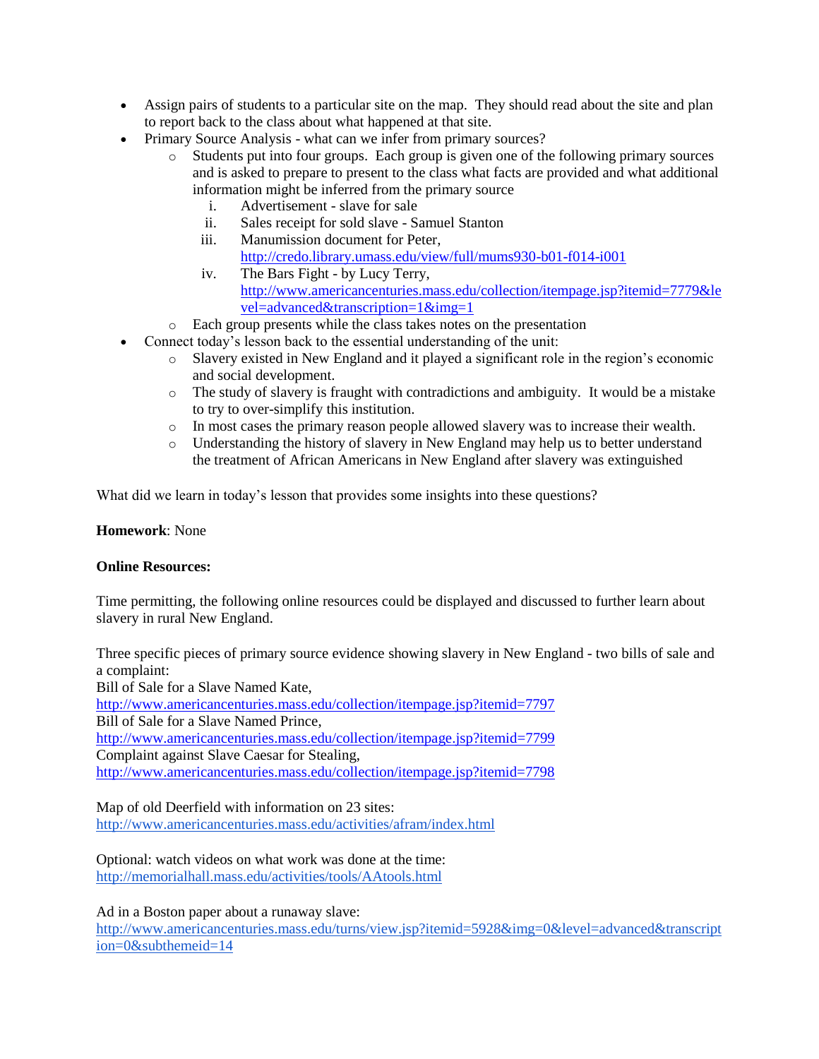- Assign pairs of students to a particular site on the map. They should read about the site and plan to report back to the class about what happened at that site.
- Primary Source Analysis - what can we infer from primary sources?
  - Students put into four groups. Each group is given one of the following primary sources and is asked to prepare to present to the class what facts are provided and what additional information might be inferred from the primary source
    1. Advertisement - slave for sale
    2. Sales receipt for sold slave - Samuel Stanton
    3. Manumission document for Peter, http://credo.library.umass.edu/view/full/mums930-b01-f014-i001
    4. The Bars Fight - by Lucy Terry, http://www.americancenturies.mass.edu/collection/itempage.jsp?itemid=7779&level=advanced&transcription=1&img=1
  - Each group presents while the class takes notes on the presentation
- Connect today's lesson back to the essential understanding of the unit:
  - Slavery existed in New England and it played a significant role in the region's economic and social development.
  - The study of slavery is fraught with contradictions and ambiguity. It would be a mistake to try to over-simplify this institution.
  - In most cases the primary reason people allowed slavery was to increase their wealth.
  - Understanding the history of slavery in New England may help us to better understand the treatment of African Americans in New England after slavery was extinguished

What did we learn in today's lesson that provides some insights into these questions?

**Homework**: None

**Online Resources:**

Time permitting, the following online resources could be displayed and discussed to further learn about slavery in rural New England.

Three specific pieces of primary source evidence showing slavery in New England - two bills of sale and a complaint:
Bill of Sale for a Slave Named Kate,
http://www.americancenturies.mass.edu/collection/itempage.jsp?itemid=7797
Bill of Sale for a Slave Named Prince,
http://www.americancenturies.mass.edu/collection/itempage.jsp?itemid=7799
Complaint against Slave Caesar for Stealing,
http://www.americancenturies.mass.edu/collection/itempage.jsp?itemid=7798

Map of old Deerfield with information on 23 sites:
http://www.americancenturies.mass.edu/activities/afram/index.html

Optional: watch videos on what work was done at the time:
http://memorialhall.mass.edu/activities/tools/AAtools.html

Ad in a Boston paper about a runaway slave:
http://www.americancenturies.mass.edu/turns/view.jsp?itemid=5928&img=0&level=advanced&transcription=0&subthemeid=14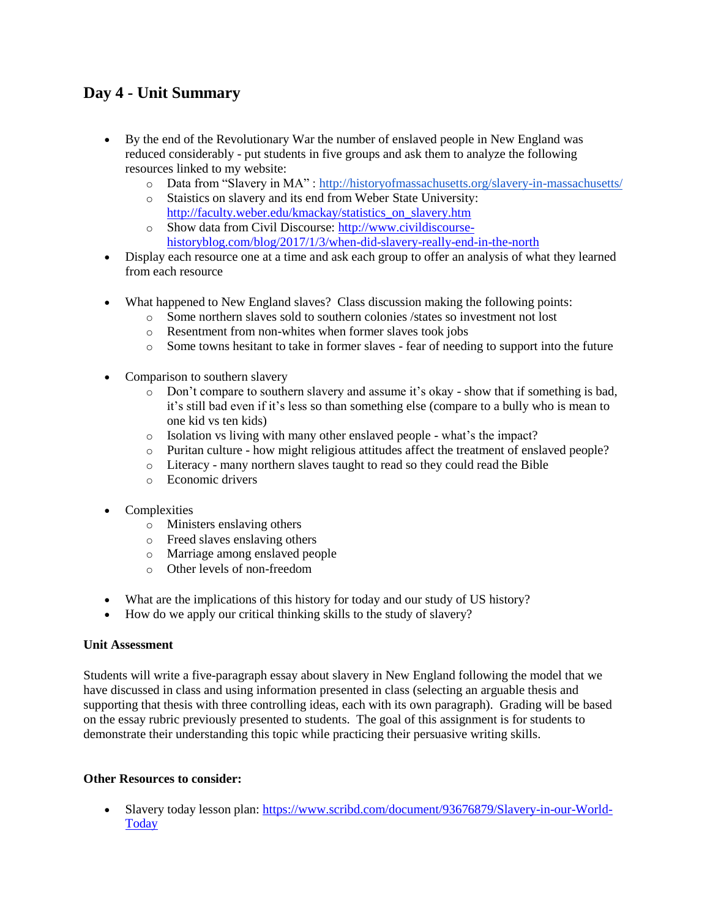## Day 4 - Unit Summary

- By the end of the Revolutionary War the number of enslaved people in New England was reduced considerably - put students in five groups and ask them to analyze the following resources linked to my website:
  - Data from "Slavery in MA" : http://historyofmassachusetts.org/slavery-in-massachusetts/
  - Staistics on slavery and its end from Weber State University: http://faculty.weber.edu/kmackay/statistics_on_slavery.htm
  - Show data from Civil Discourse: http://www.civildiscourse-historyblog.com/blog/2017/1/3/when-did-slavery-really-end-in-the-north
- Display each resource one at a time and ask each group to offer an analysis of what they learned from each resource

- What happened to New England slaves? Class discussion making the following points:
  - Some northern slaves sold to southern colonies /states so investment not lost
  - Resentment from non-whites when former slaves took jobs
  - Some towns hesitant to take in former slaves - fear of needing to support into the future

- Comparison to southern slavery
  - Don't compare to southern slavery and assume it's okay - show that if something is bad, it's still bad even if it's less so than something else (compare to a bully who is mean to one kid vs ten kids)
  - Isolation vs living with many other enslaved people - what's the impact?
  - Puritan culture - how might religious attitudes affect the treatment of enslaved people?
  - Literacy - many northern slaves taught to read so they could read the Bible
  - Economic drivers

- Complexities
  - Ministers enslaving others
  - Freed slaves enslaving others
  - Marriage among enslaved people
  - Other levels of non-freedom

- What are the implications of this history for today and our study of US history?
- How do we apply our critical thinking skills to the study of slavery?

**Unit Assessment**

Students will write a five-paragraph essay about slavery in New England following the model that we have discussed in class and using information presented in class (selecting an arguable thesis and supporting that thesis with three controlling ideas, each with its own paragraph). Grading will be based on the essay rubric previously presented to students. The goal of this assignment is for students to demonstrate their understanding this topic while practicing their persuasive writing skills.

**Other Resources to consider:**

- Slavery today lesson plan: https://www.scribd.com/document/93676879/Slavery-in-our-World-Today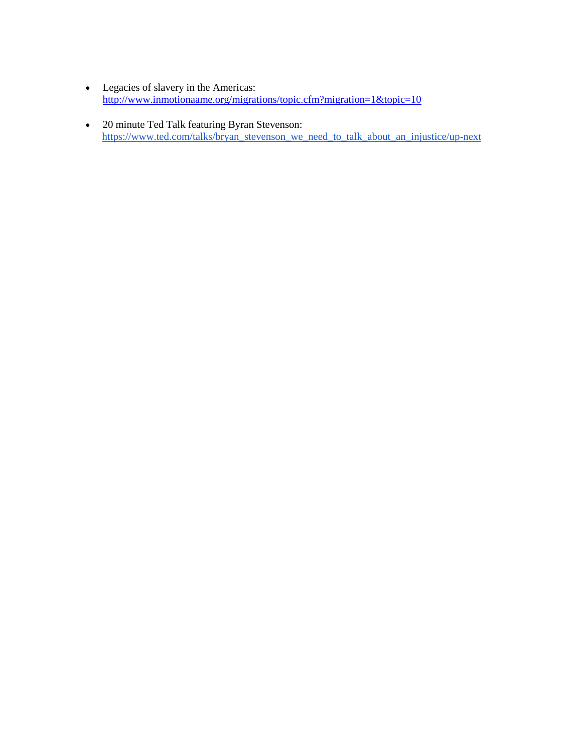- Legacies of slavery in the Americas: http://www.inmotionaame.org/migrations/topic.cfm?migration=1&topic=10

- 20 minute Ted Talk featuring Byran Stevenson: https://www.ted.com/talks/bryan_stevenson_we_need_to_talk_about_an_injustice/up-next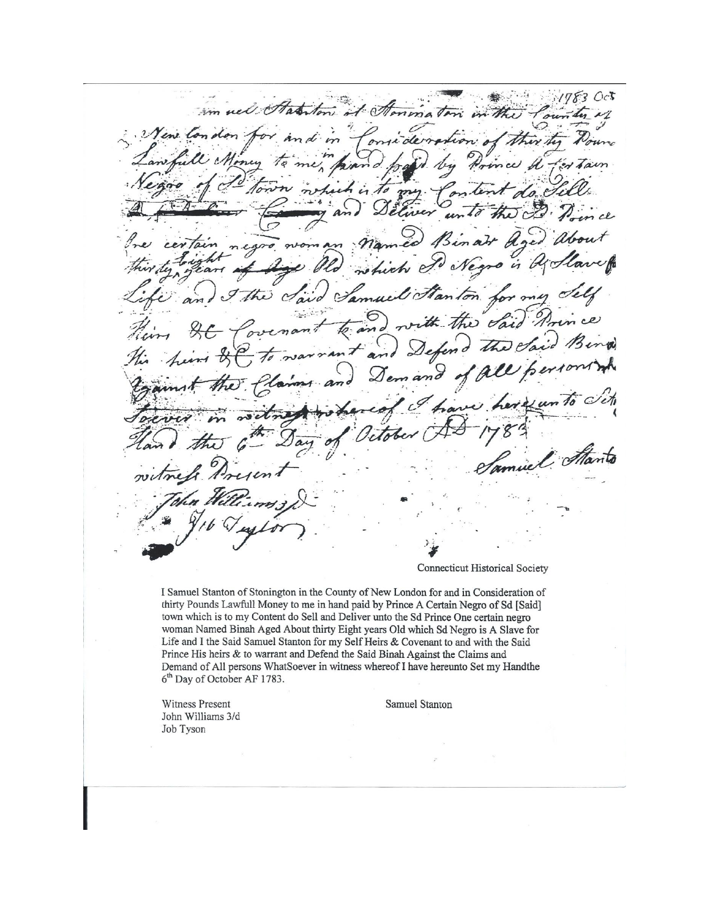1783 Oct

[handwritten] Samuel Stanton of Stonington in the County of New London for and in Consideration of thirty Pounds Lawfull Money to me in hand paid by Prince A Certain Negro of Sd town which is to my Content do Sell & Deliver unto the Sd Prince One certain negro woman Named Binah Aged About thirty Eight years Old which Sd Negro is A Slave for Life and I the Said Samuel Stanton for my Self Heirs &c Covenant to and with the Said Prince His heirs &c to warrant and Defend the Said Binah Against the Claims and Demand of All persons Whatsoever in witness whereof I have hereunto Set my Hand the 6th Day of October AD 1783

Samuel Stanton

witness Present
John Williams 3d
Job Taylor

Connecticut Historical Society

I Samuel Stanton of Stonington in the County of New London for and in Consideration of thirty Pounds Lawfull Money to me in hand paid by Prince A Certain Negro of Sd [Said] town which is to my Content do Sell and Deliver unto the Sd Prince One certain negro woman Named Binah Aged About thirty Eight years Old which Sd Negro is A Slave for Life and I the Said Samuel Stanton for my Self Heirs & Covenant to and with the Said Prince His heirs & to warrant and Defend the Said Binah Against the Claims and Demand of All persons WhatSoever in witness whereof I have hereunto Set my Handthe 6th Day of October AF 1783.

Witness Present
John Williams 3/d
Job Tyson

Samuel Stanton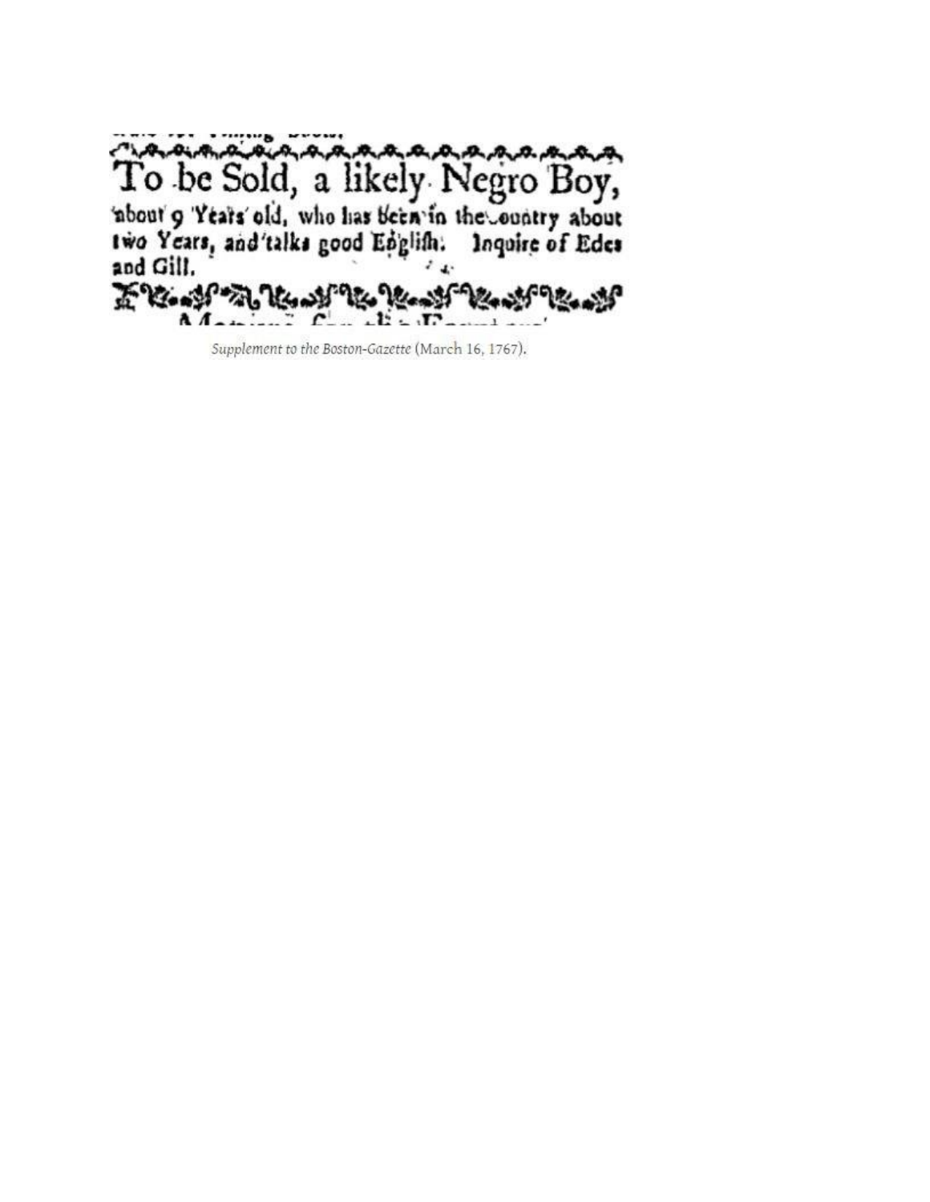To be Sold, a likely Negro Boy, about 9 Years old, who has been in the Country about two Years, and talks good English. Inquire of Edes and Gill.

*Supplement to the Boston-Gazette* (March 16, 1767).